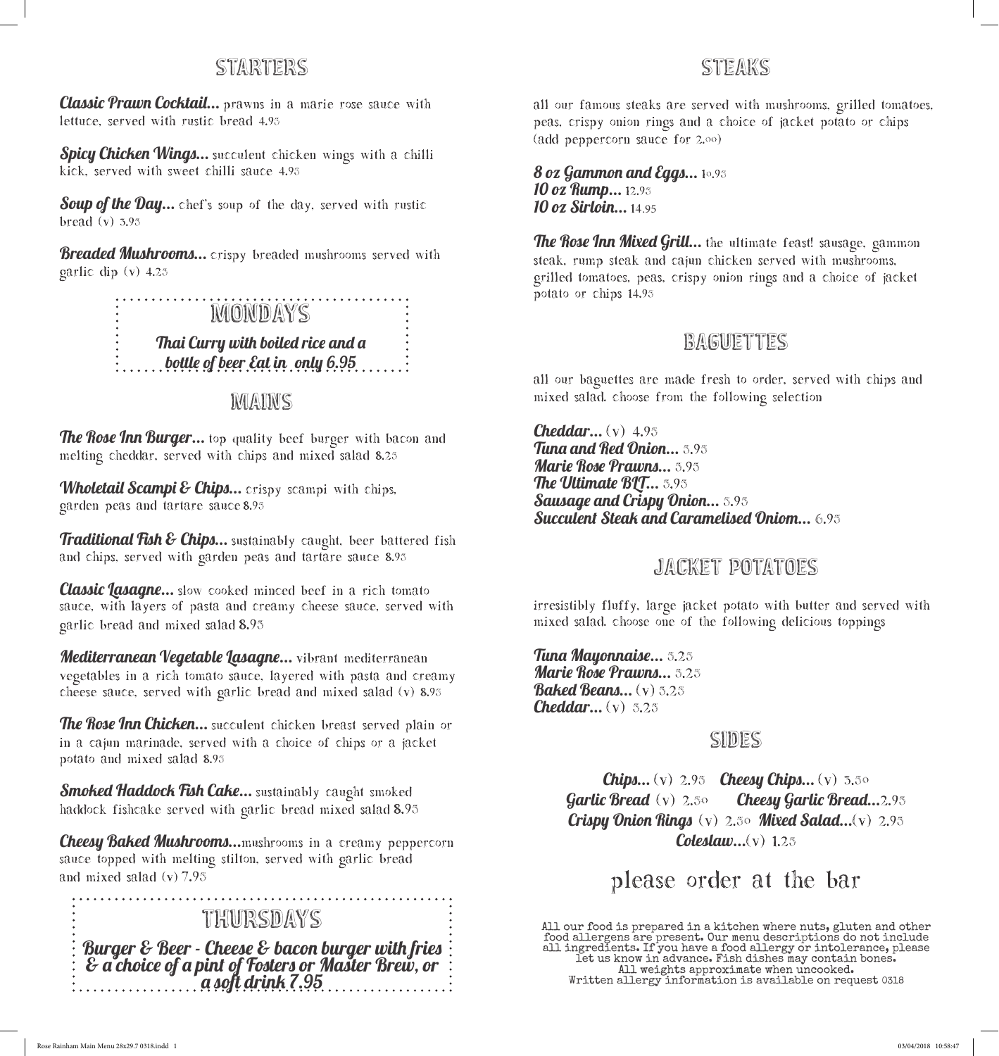## STARTERS

***Classic Prawn Cocktail...*** prawns in a marie rose sauce with lettuce, served with rustic bread 4.95

***Spicy Chicken Wings...*** succulent chicken wings with a chilli kick, served with sweet chilli sauce 4.95

***Soup of the Day...*** chef's soup of the day, served with rustic bread (v) 3.95

***Breaded Mushrooms...*** crispy breaded mushrooms served with garlic dip (v) 4.25

## MONDAYS

***Thai Curry with boiled rice and a bottle of beer Eat in only 6.95***

## MAINS

***The Rose Inn Burger...*** top quality beef burger with bacon and melting cheddar, served with chips and mixed salad 8.25

***Wholetail Scampi & Chips...*** crispy scampi with chips, garden peas and tartare sauce 8.95

***Traditional Fish & Chips...*** sustainably caught, beer battered fish and chips, served with garden peas and tartare sauce 8.95

***Classic Lasagne...*** slow cooked minced beef in a rich tomato sauce, with layers of pasta and creamy cheese sauce, served with garlic bread and mixed salad 8.95

***Mediterranean Vegetable Lasagne...*** vibrant mediterranean vegetables in a rich tomato sauce, layered with pasta and creamy cheese sauce, served with garlic bread and mixed salad (v) 8.95

***The Rose Inn Chicken...*** succulent chicken breast served plain or in a cajun marinade, served with a choice of chips or a jacket potato and mixed salad 8.95

***Smoked Haddock Fish Cake...*** sustainably caught smoked haddock fishcake served with garlic bread mixed salad 8.95

***Cheesy Baked Mushrooms...***mushrooms in a creamy peppercorn sauce topped with melting stilton, served with garlic bread and mixed salad (v) 7.95

## THURSDAYS

***Burger & Beer - Cheese & bacon burger with fries & a choice of a pint of Fosters or Master Brew, or a soft drink 7.95***

## STEAKS

all our famous steaks are served with mushrooms, grilled tomatoes, peas, crispy onion rings and a choice of jacket potato or chips (add peppercorn sauce for 2.00)

***8 oz Gammon and Eggs...*** 10.95
***10 oz Rump...*** 12.95
***10 oz Sirloin...*** 14.95

***The Rose Inn Mixed Grill...*** the ultimate feast! sausage, gammon steak, rump steak and cajun chicken served with mushrooms, grilled tomatoes, peas, crispy onion rings and a choice of jacket potato or chips 14.95

## BAGUETTES

all our baguettes are made fresh to order, served with chips and mixed salad. choose from the following selection

***Cheddar...*** (v) 4.95
***Tuna and Red Onion...*** 5.95
***Marie Rose Prawns...*** 5.95
***The Ultimate BLT...*** 5.95
***Sausage and Crispy Onion...*** 5.95
***Succulent Steak and Caramelised Oniom...*** 6.95

## JACKET POTATOES

irresistibly fluffy, large jacket potato with butter and served with mixed salad. choose one of the following delicious toppings

***Tuna Mayonnaise...*** 5.25
***Marie Rose Prawns...*** 5.25
***Baked Beans...*** (v) 5.25
***Cheddar...*** (v) 5.25

## SIDES

***Chips...*** (v) 2.95 ***Cheesy Chips...*** (v) 3.50
***Garlic Bread*** (v) 2.50 ***Cheesy Garlic Bread...***2.95
***Crispy Onion Rings*** (v) 2.50 ***Mixed Salad...***(v) 2.95
***Coleslaw...***(v) 1.25

## please order at the bar

All our food is prepared in a kitchen where nuts, gluten and other food allergens are present. Our menu descriptions do not include all ingredients. If you have a food allergy or intolerance, please let us know in advance. Fish dishes may contain bones.
All weights approximate when uncooked.
Written allergy information is available on request 0318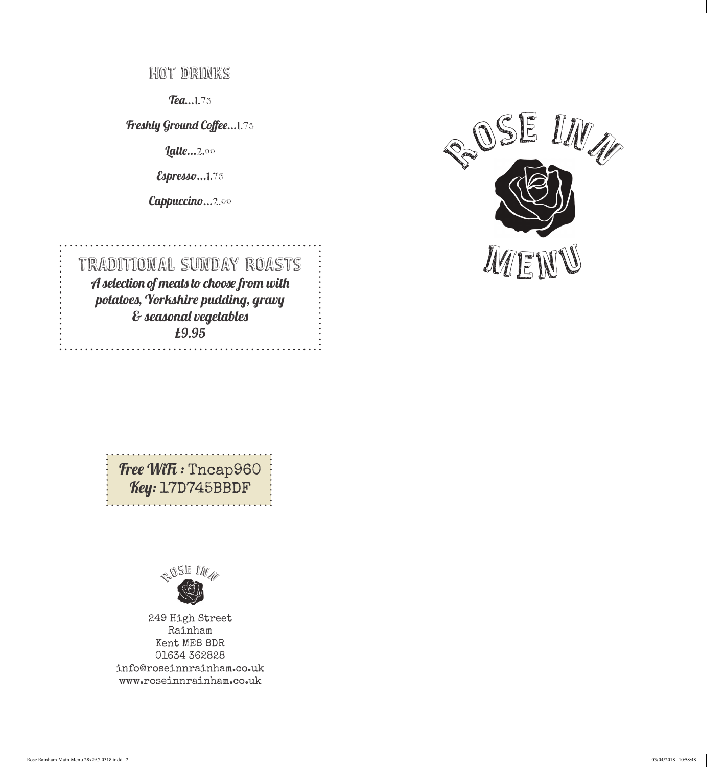## HOT DRINKS

***Tea...*** 1.75

***Freshly Ground Coffee...*** 1.75

***Latte...*** 2.00

***Espresso...*** 1.75

***Cappuccino...*** 2.00

## TRADITIONAL SUNDAY ROASTS

*A selection of meats to choose from with potatoes, Yorkshire pudding, gravy & seasonal vegetables*

*£9.95*

# ROSE INN

# MENU

***Free WiFi :*** Tncap960
***Key:*** 17D745BBDF

ROSE INN

249 High Street
Rainham
Kent ME8 8DR
01634 362828
info@roseinnrainham.co.uk
www.roseinnrainham.co.uk